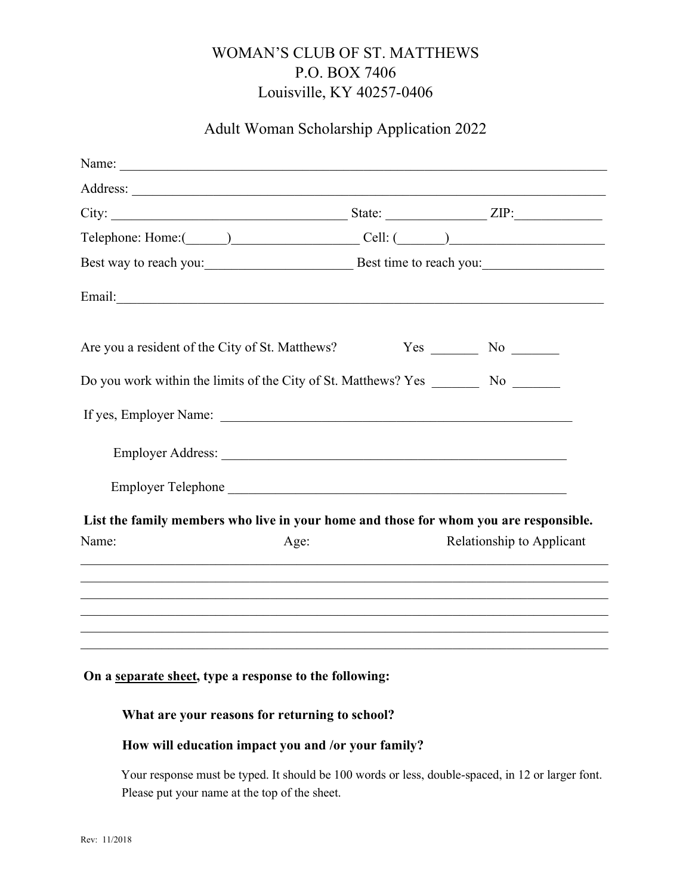# WOMAN'S CLUB OF ST. MATTHEWS
P.O. BOX 7406
Louisville, KY 40257-0406

## Adult Woman Scholarship Application 2022

Name: ______________________________________________________________________________

Address: ____________________________________________________________________________

City: ____________________________________ State: _______________ ZIP:_____________

Telephone: Home:(______)___________________ Cell: (_______)_______________________

Best way to reach you:______________________ Best time to reach you:__________________

Email:______________________________________________________________________________

Are you a resident of the City of St. Matthews? Yes _______ No _______

Do you work within the limits of the City of St. Matthews? Yes _______ No _______

If yes, Employer Name: _______________________________________________________

Employer Address: ___________________________________________________

Employer Telephone ___________________________________________________

**List the family members who live in your home and those for whom you are responsible.**

| Name: | Age: | Relationship to Applicant |
|---|---|---|
| | | |
| | | |
| | | |
| | | |
| | | |
| | | |

**On a <u>separate sheet</u>, type a response to the following:**

**What are your reasons for returning to school?**

**How will education impact you and /or your family?**

Your response must be typed. It should be 100 words or less, double-spaced, in 12 or larger font. Please put your name at the top of the sheet.

Rev: 11/2018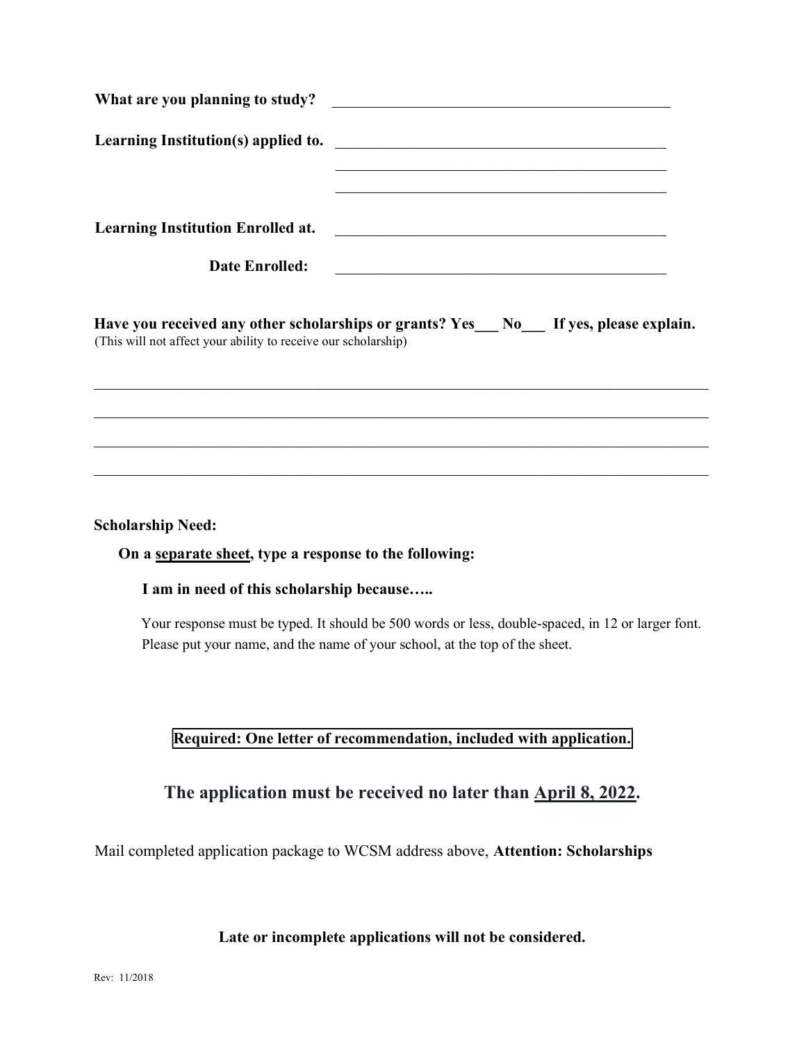**What are you planning to study?** _______________________________________________

**Learning Institution(s) applied to.** _______________________________________________

_______________________________________________

_______________________________________________

**Learning Institution Enrolled at.** _______________________________________________

**Date Enrolled:** _______________________________________________

**Have you received any other scholarships or grants? Yes___ No___ If yes, please explain.**
(This will not affect your ability to receive our scholarship)

_____________________________________________________________________________________

_____________________________________________________________________________________

_____________________________________________________________________________________

_____________________________________________________________________________________

**Scholarship Need:**

**On a separate sheet, type a response to the following:**

**I am in need of this scholarship because…..**

Your response must be typed. It should be 500 words or less, double-spaced, in 12 or larger font. Please put your name, and the name of your school, at the top of the sheet.

**Required: One letter of recommendation, included with application.**

## The application must be received no later than April 8, 2022.

Mail completed application package to WCSM address above, **Attention: Scholarships**

**Late or incomplete applications will not be considered.**

Rev: 11/2018